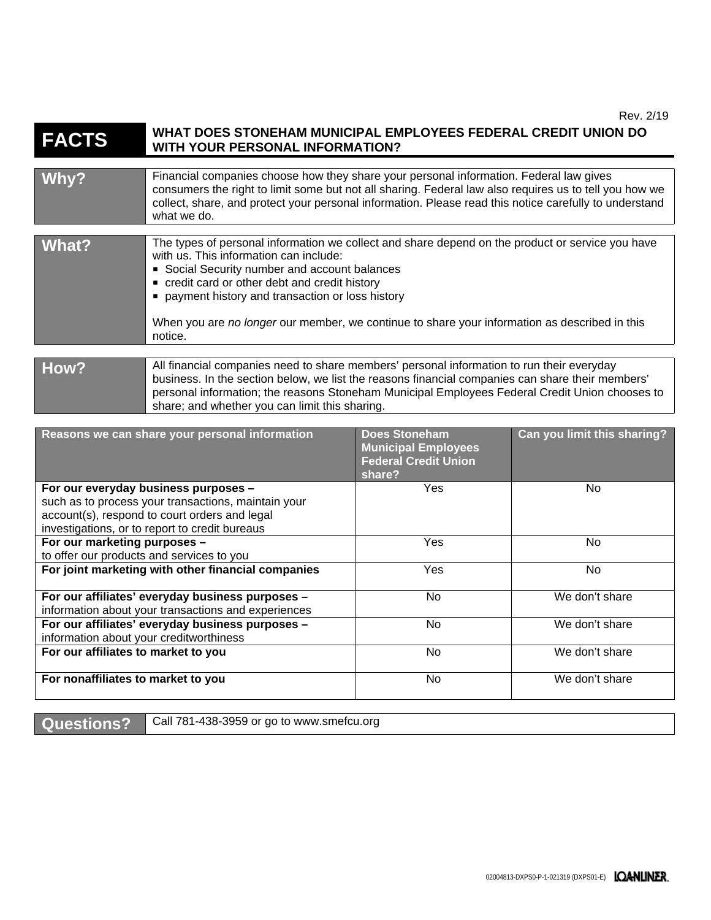Rev. 2/19

# FACTS

## WHAT DOES STONEHAM MUNICIPAL EMPLOYEES FEDERAL CREDIT UNION DO WITH YOUR PERSONAL INFORMATION?

**Why?**

Financial companies choose how they share your personal information. Federal law gives consumers the right to limit some but not all sharing. Federal law also requires us to tell you how we collect, share, and protect your personal information. Please read this notice carefully to understand what we do.

**What?**

The types of personal information we collect and share depend on the product or service you have with us. This information can include:

- Social Security number and account balances
- credit card or other debt and credit history
- payment history and transaction or loss history

When you are *no longer* our member, we continue to share your information as described in this notice.

**How?**

All financial companies need to share members' personal information to run their everyday business. In the section below, we list the reasons financial companies can share their members' personal information; the reasons Stoneham Municipal Employees Federal Credit Union chooses to share; and whether you can limit this sharing.

| Reasons we can share your personal information | Does Stoneham Municipal Employees Federal Credit Union share? | Can you limit this sharing? |
| --- | --- | --- |
| **For our everyday business purposes –** such as to process your transactions, maintain your account(s), respond to court orders and legal investigations, or to report to credit bureaus | Yes | No |
| **For our marketing purposes –** to offer our products and services to you | Yes | No |
| **For joint marketing with other financial companies** | Yes | No |
| **For our affiliates' everyday business purposes –** information about your transactions and experiences | No | We don't share |
| **For our affiliates' everyday business purposes –** information about your creditworthiness | No | We don't share |
| **For our affiliates to market to you** | No | We don't share |
| **For nonaffiliates to market to you** | No | We don't share |

**Questions?**

Call 781-438-3959 or go to www.smefcu.org

02004813-DXPS0-P-1-021319 (DXPS01-E) LOANLINER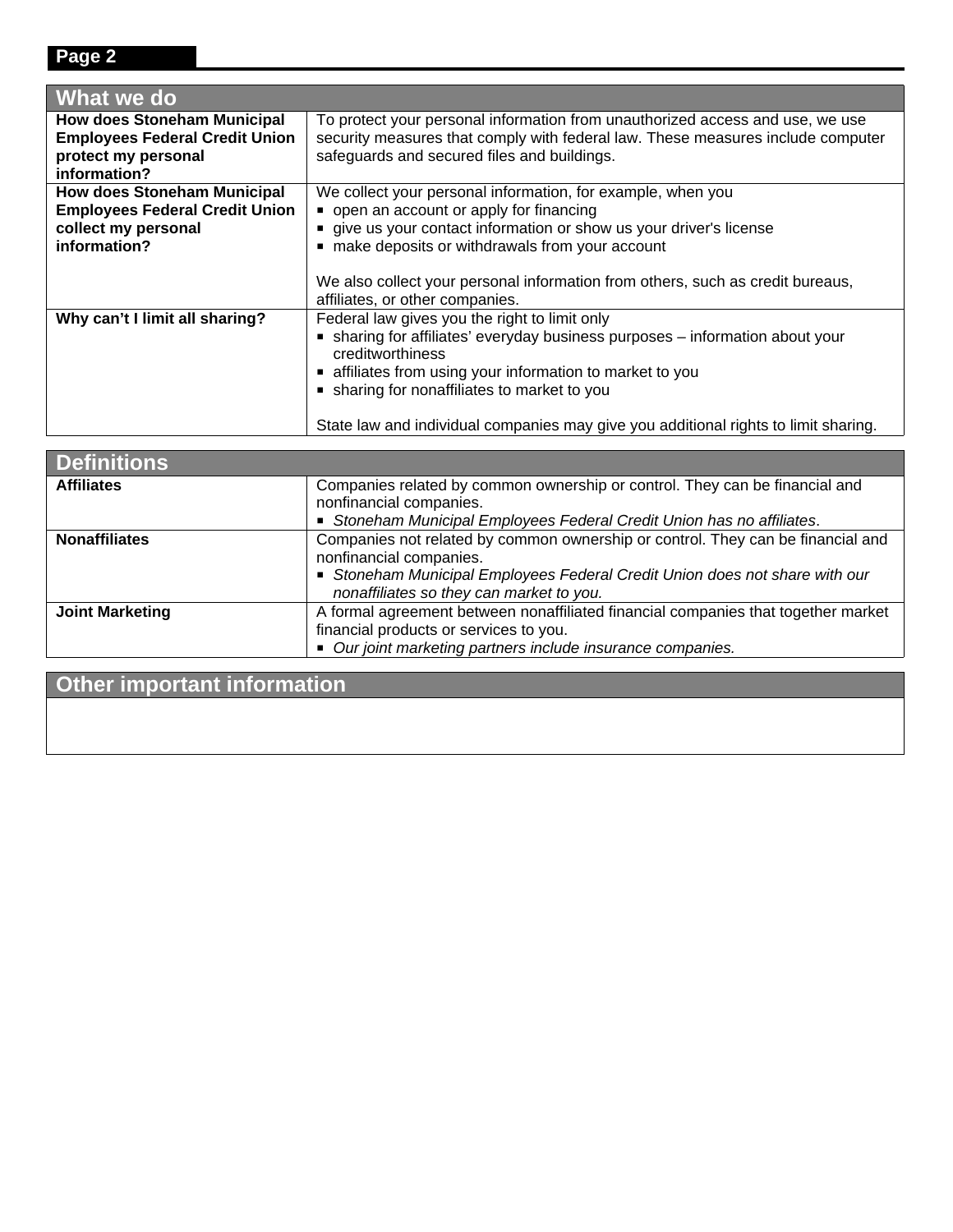## What we do

| | |
|---|---|
| **How does Stoneham Municipal Employees Federal Credit Union protect my personal information?** | To protect your personal information from unauthorized access and use, we use security measures that comply with federal law. These measures include computer safeguards and secured files and buildings. |
| **How does Stoneham Municipal Employees Federal Credit Union collect my personal information?** | We collect your personal information, for example, when you<br>▪ open an account or apply for financing<br>▪ give us your contact information or show us your driver's license<br>▪ make deposits or withdrawals from your account<br><br>We also collect your personal information from others, such as credit bureaus, affiliates, or other companies. |
| **Why can't I limit all sharing?** | Federal law gives you the right to limit only<br>▪ sharing for affiliates' everyday business purposes – information about your creditworthiness<br>▪ affiliates from using your information to market to you<br>▪ sharing for nonaffiliates to market to you<br><br>State law and individual companies may give you additional rights to limit sharing. |

## Definitions

| | |
|---|---|
| **Affiliates** | Companies related by common ownership or control. They can be financial and nonfinancial companies.<br>▪ *Stoneham Municipal Employees Federal Credit Union has no affiliates*. |
| **Nonaffiliates** | Companies not related by common ownership or control. They can be financial and nonfinancial companies.<br>▪ *Stoneham Municipal Employees Federal Credit Union does not share with our nonaffiliates so they can market to you.* |
| **Joint Marketing** | A formal agreement between nonaffiliated financial companies that together market financial products or services to you.<br>▪ *Our joint marketing partners include insurance companies.* |

## Other important information